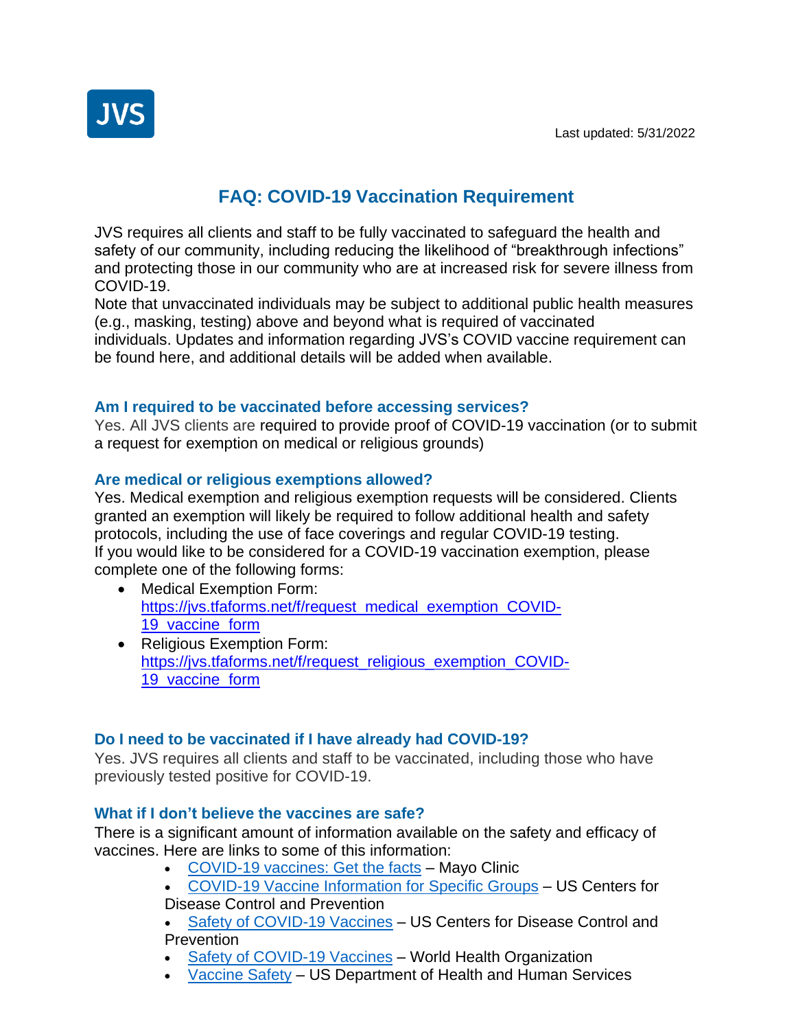JVS

Last updated: 5/31/2022

# FAQ: COVID-19 Vaccination Requirement

JVS requires all clients and staff to be fully vaccinated to safeguard the health and safety of our community, including reducing the likelihood of "breakthrough infections" and protecting those in our community who are at increased risk for severe illness from COVID-19.
Note that unvaccinated individuals may be subject to additional public health measures (e.g., masking, testing) above and beyond what is required of vaccinated individuals. Updates and information regarding JVS's COVID vaccine requirement can be found here, and additional details will be added when available.

### Am I required to be vaccinated before accessing services?

Yes. All JVS clients are required to provide proof of COVID-19 vaccination (or to submit a request for exemption on medical or religious grounds)

### Are medical or religious exemptions allowed?

Yes. Medical exemption and religious exemption requests will be considered. Clients granted an exemption will likely be required to follow additional health and safety protocols, including the use of face coverings and regular COVID-19 testing.
If you would like to be considered for a COVID-19 vaccination exemption, please complete one of the following forms:

- Medical Exemption Form: https://jvs.tfaforms.net/f/request_medical_exemption_COVID-19_vaccine_form
- Religious Exemption Form: https://jvs.tfaforms.net/f/request_religious_exemption_COVID-19_vaccine_form

### Do I need to be vaccinated if I have already had COVID-19?

Yes. JVS requires all clients and staff to be vaccinated, including those who have previously tested positive for COVID-19.

### What if I don't believe the vaccines are safe?

There is a significant amount of information available on the safety and efficacy of vaccines. Here are links to some of this information:

- COVID-19 vaccines: Get the facts – Mayo Clinic
- COVID-19 Vaccine Information for Specific Groups – US Centers for Disease Control and Prevention
- Safety of COVID-19 Vaccines – US Centers for Disease Control and Prevention
- Safety of COVID-19 Vaccines – World Health Organization
- Vaccine Safety – US Department of Health and Human Services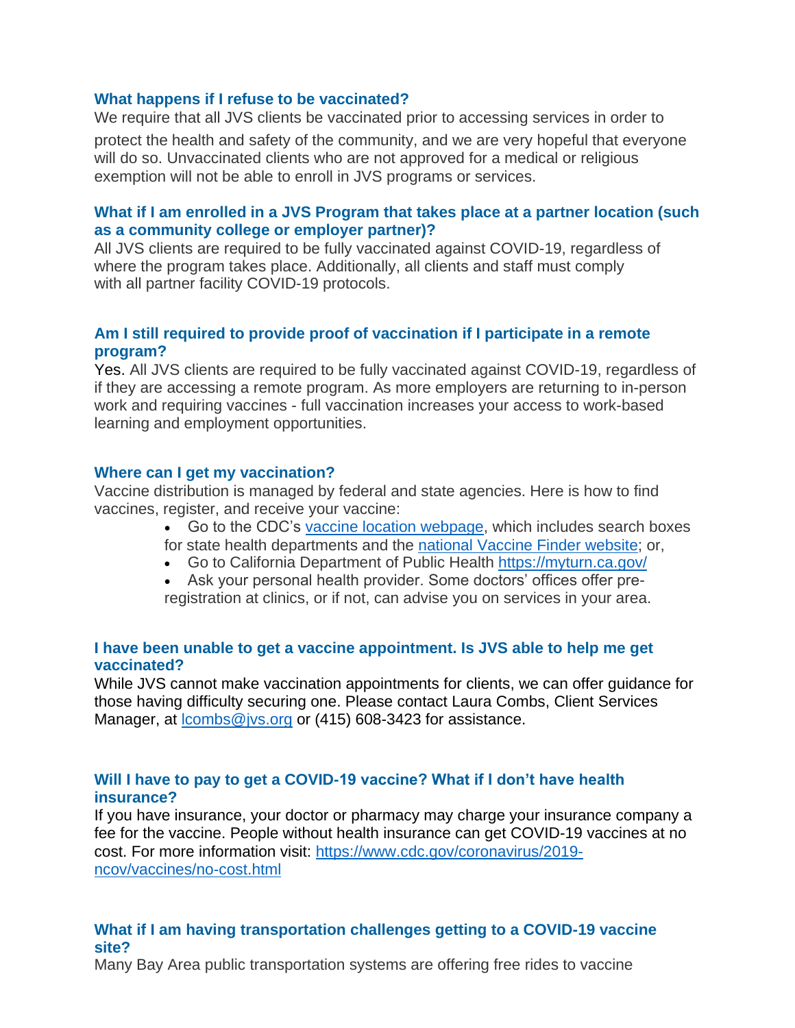### What happens if I refuse to be vaccinated?

We require that all JVS clients be vaccinated prior to accessing services in order to protect the health and safety of the community, and we are very hopeful that everyone will do so. Unvaccinated clients who are not approved for a medical or religious exemption will not be able to enroll in JVS programs or services.

### What if I am enrolled in a JVS Program that takes place at a partner location (such as a community college or employer partner)?

All JVS clients are required to be fully vaccinated against COVID-19, regardless of where the program takes place. Additionally, all clients and staff must comply with all partner facility COVID-19 protocols.

### Am I still required to provide proof of vaccination if I participate in a remote program?

Yes. All JVS clients are required to be fully vaccinated against COVID-19, regardless of if they are accessing a remote program. As more employers are returning to in-person work and requiring vaccines - full vaccination increases your access to work-based learning and employment opportunities.

### Where can I get my vaccination?

Vaccine distribution is managed by federal and state agencies. Here is how to find vaccines, register, and receive your vaccine:

- Go to the CDC's [vaccine location webpage](), which includes search boxes for state health departments and the [national Vaccine Finder website](); or,
- Go to California Department of Public Health [https://myturn.ca.gov/](https://myturn.ca.gov/)
- Ask your personal health provider. Some doctors' offices offer pre-registration at clinics, or if not, can advise you on services in your area.

### I have been unable to get a vaccine appointment. Is JVS able to help me get vaccinated?

While JVS cannot make vaccination appointments for clients, we can offer guidance for those having difficulty securing one. Please contact Laura Combs, Client Services Manager, at [lcombs@jvs.org](mailto:lcombs@jvs.org) or (415) 608-3423 for assistance.

### Will I have to pay to get a COVID-19 vaccine? What if I don't have health insurance?

If you have insurance, your doctor or pharmacy may charge your insurance company a fee for the vaccine. People without health insurance can get COVID-19 vaccines at no cost. For more information visit: [https://www.cdc.gov/coronavirus/2019-ncov/vaccines/no-cost.html](https://www.cdc.gov/coronavirus/2019-ncov/vaccines/no-cost.html)

### What if I am having transportation challenges getting to a COVID-19 vaccine site?

Many Bay Area public transportation systems are offering free rides to vaccine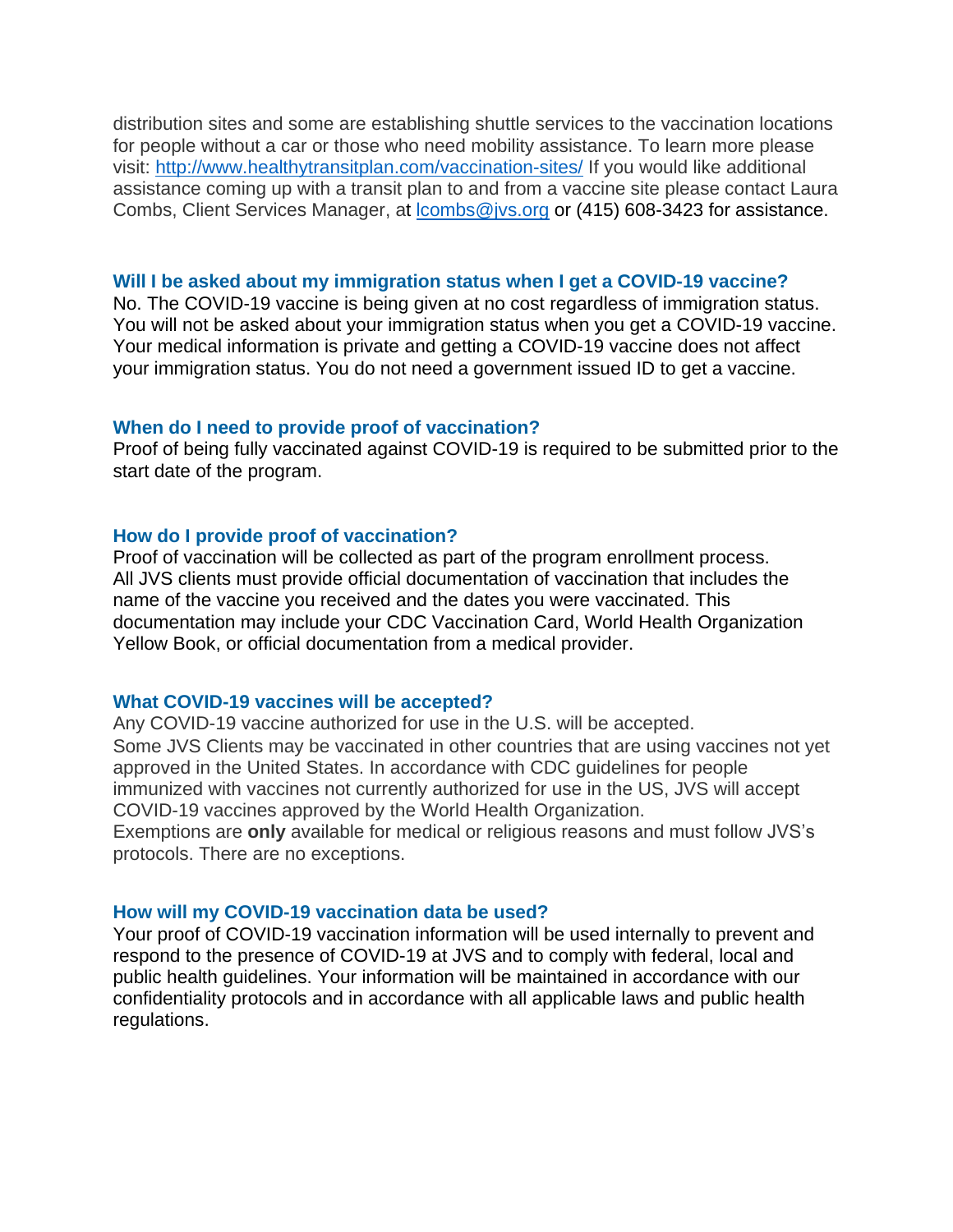distribution sites and some are establishing shuttle services to the vaccination locations for people without a car or those who need mobility assistance. To learn more please visit: http://www.healthytransitplan.com/vaccination-sites/ If you would like additional assistance coming up with a transit plan to and from a vaccine site please contact Laura Combs, Client Services Manager, at lcombs@jvs.org or (415) 608-3423 for assistance.

### Will I be asked about my immigration status when I get a COVID-19 vaccine?

No. The COVID-19 vaccine is being given at no cost regardless of immigration status. You will not be asked about your immigration status when you get a COVID-19 vaccine. Your medical information is private and getting a COVID-19 vaccine does not affect your immigration status. You do not need a government issued ID to get a vaccine.

### When do I need to provide proof of vaccination?

Proof of being fully vaccinated against COVID-19 is required to be submitted prior to the start date of the program.

### How do I provide proof of vaccination?

Proof of vaccination will be collected as part of the program enrollment process. All JVS clients must provide official documentation of vaccination that includes the name of the vaccine you received and the dates you were vaccinated. This documentation may include your CDC Vaccination Card, World Health Organization Yellow Book, or official documentation from a medical provider.

### What COVID-19 vaccines will be accepted?

Any COVID-19 vaccine authorized for use in the U.S. will be accepted.
Some JVS Clients may be vaccinated in other countries that are using vaccines not yet approved in the United States. In accordance with CDC guidelines for people immunized with vaccines not currently authorized for use in the US, JVS will accept COVID-19 vaccines approved by the World Health Organization.
Exemptions are **only** available for medical or religious reasons and must follow JVS's protocols. There are no exceptions.

### How will my COVID-19 vaccination data be used?

Your proof of COVID-19 vaccination information will be used internally to prevent and respond to the presence of COVID-19 at JVS and to comply with federal, local and public health guidelines. Your information will be maintained in accordance with our confidentiality protocols and in accordance with all applicable laws and public health regulations.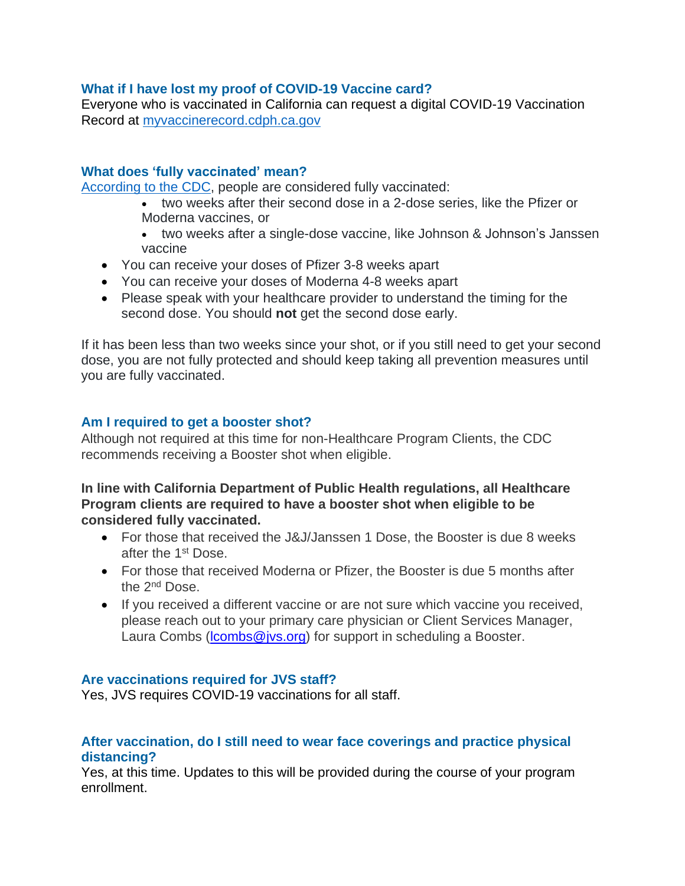### What if I have lost my proof of COVID-19 Vaccine card?

Everyone who is vaccinated in California can request a digital COVID-19 Vaccination Record at [myvaccinerecord.cdph.ca.gov](myvaccinerecord.cdph.ca.gov)

### What does 'fully vaccinated' mean?

[According to the CDC](), people are considered fully vaccinated:

  - two weeks after their second dose in a 2-dose series, like the Pfizer or Moderna vaccines, or
  - two weeks after a single-dose vaccine, like Johnson & Johnson's Janssen vaccine
- You can receive your doses of Pfizer 3-8 weeks apart
- You can receive your doses of Moderna 4-8 weeks apart
- Please speak with your healthcare provider to understand the timing for the second dose. You should **not** get the second dose early.

If it has been less than two weeks since your shot, or if you still need to get your second dose, you are not fully protected and should keep taking all prevention measures until you are fully vaccinated.

### Am I required to get a booster shot?

Although not required at this time for non-Healthcare Program Clients, the CDC recommends receiving a Booster shot when eligible.

**In line with California Department of Public Health regulations, all Healthcare Program clients are required to have a booster shot when eligible to be considered fully vaccinated.**

- For those that received the J&J/Janssen 1 Dose, the Booster is due 8 weeks after the 1st Dose.
- For those that received Moderna or Pfizer, the Booster is due 5 months after the 2nd Dose.
- If you received a different vaccine or are not sure which vaccine you received, please reach out to your primary care physician or Client Services Manager, Laura Combs ([lcombs@jvs.org](mailto:lcombs@jvs.org)) for support in scheduling a Booster.

### Are vaccinations required for JVS staff?

Yes, JVS requires COVID-19 vaccinations for all staff.

### After vaccination, do I still need to wear face coverings and practice physical distancing?

Yes, at this time. Updates to this will be provided during the course of your program enrollment.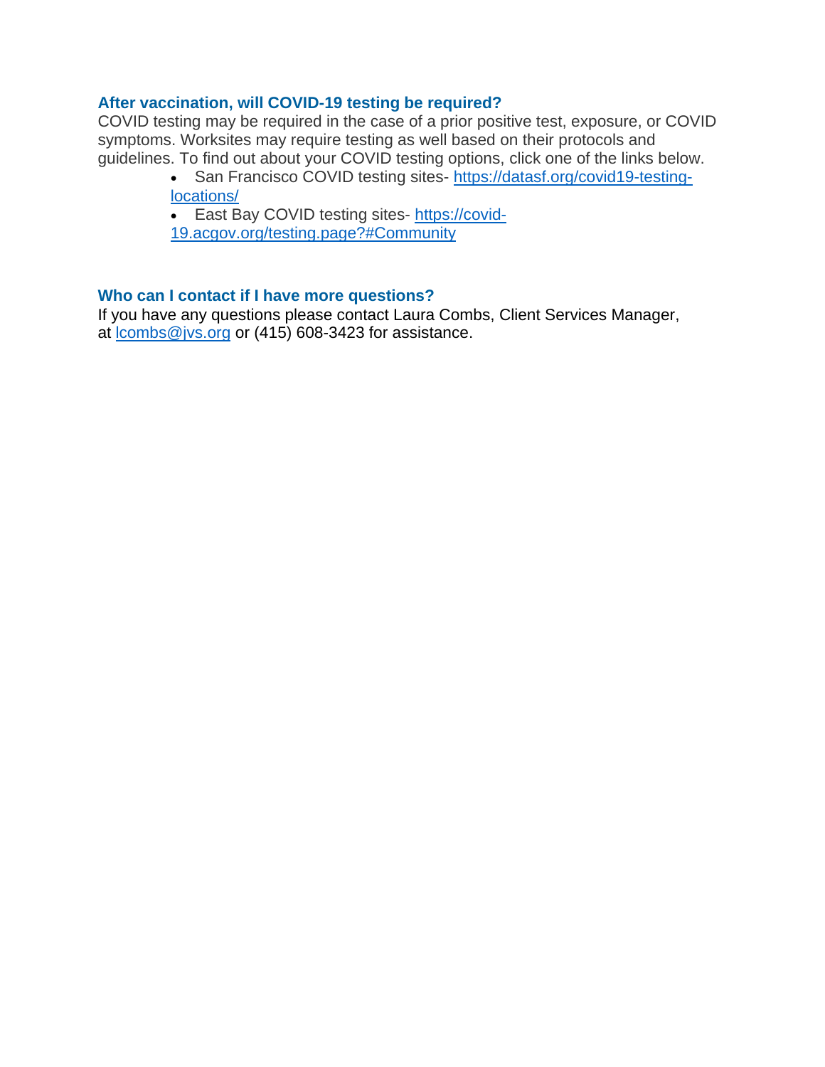### After vaccination, will COVID-19 testing be required?

COVID testing may be required in the case of a prior positive test, exposure, or COVID symptoms. Worksites may require testing as well based on their protocols and guidelines. To find out about your COVID testing options, click one of the links below.

- San Francisco COVID testing sites- https://datasf.org/covid19-testing-locations/
- East Bay COVID testing sites- https://covid-19.acgov.org/testing.page?#Community

### Who can I contact if I have more questions?

If you have any questions please contact Laura Combs, Client Services Manager, at lcombs@jvs.org or (415) 608-3423 for assistance.